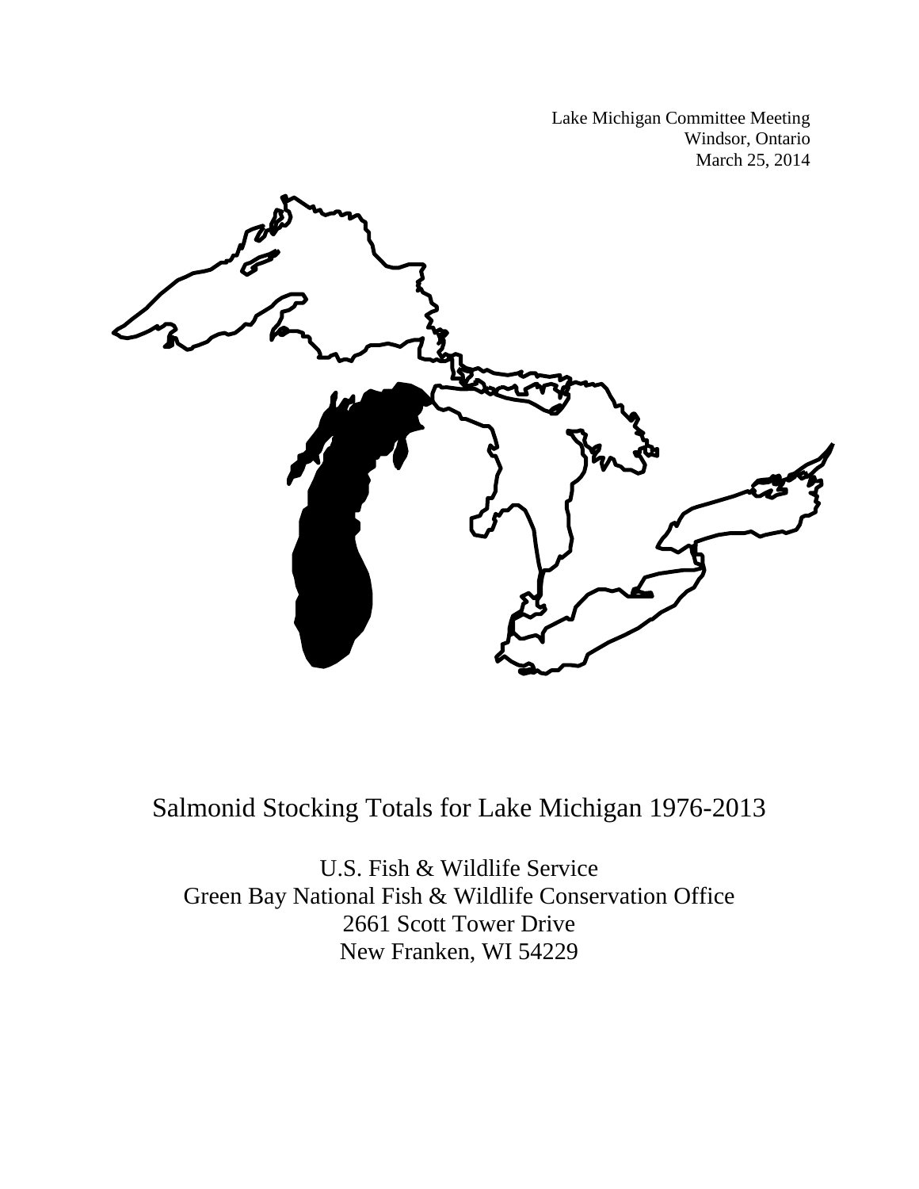Lake Michigan Committee Meeting
Windsor, Ontario
March 25, 2014

# Salmonid Stocking Totals for Lake Michigan 1976-2013

U.S. Fish & Wildlife Service
Green Bay National Fish & Wildlife Conservation Office
2661 Scott Tower Drive
New Franken, WI 54229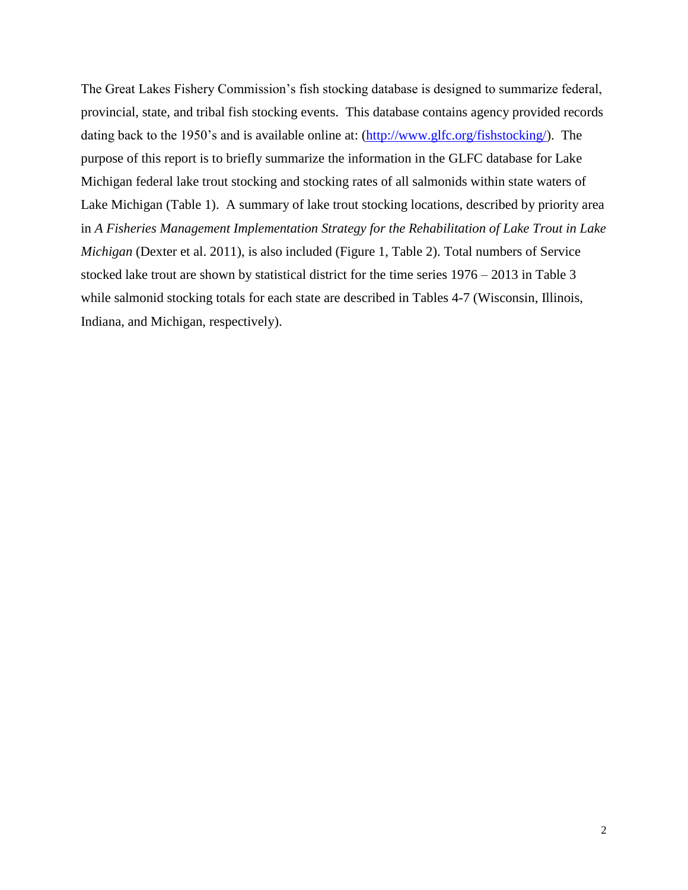The Great Lakes Fishery Commission's fish stocking database is designed to summarize federal, provincial, state, and tribal fish stocking events. This database contains agency provided records dating back to the 1950's and is available online at: (http://www.glfc.org/fishstocking/). The purpose of this report is to briefly summarize the information in the GLFC database for Lake Michigan federal lake trout stocking and stocking rates of all salmonids within state waters of Lake Michigan (Table 1). A summary of lake trout stocking locations, described by priority area in *A Fisheries Management Implementation Strategy for the Rehabilitation of Lake Trout in Lake Michigan* (Dexter et al. 2011), is also included (Figure 1, Table 2). Total numbers of Service stocked lake trout are shown by statistical district for the time series 1976 – 2013 in Table 3 while salmonid stocking totals for each state are described in Tables 4-7 (Wisconsin, Illinois, Indiana, and Michigan, respectively).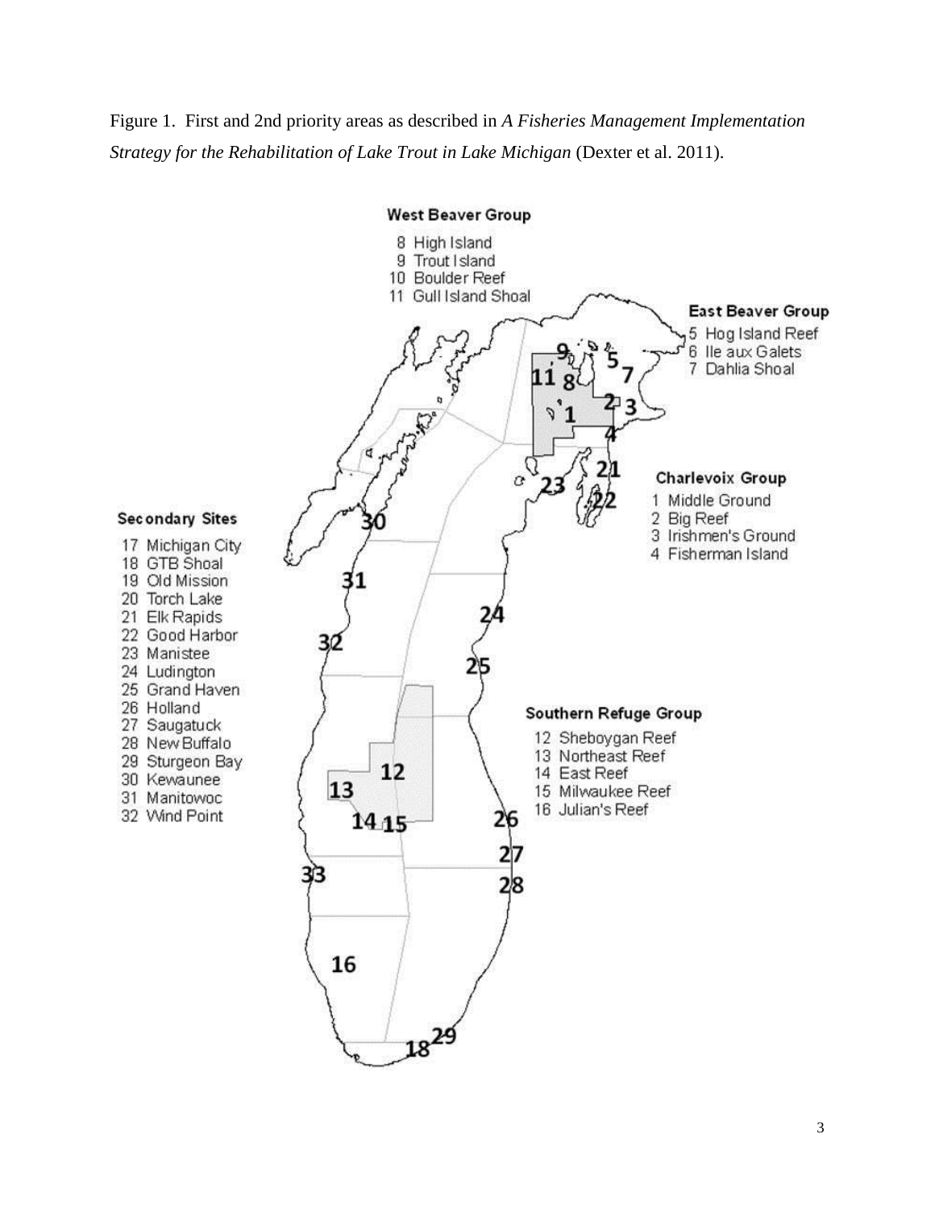Figure 1. First and 2nd priority areas as described in *A Fisheries Management Implementation Strategy for the Rehabilitation of Lake Trout in Lake Michigan* (Dexter et al. 2011).

**West Beaver Group**

- 8 High Island
- 9 Trout Island
- 10 Boulder Reef
- 11 Gull Island Shoal

**East Beaver Group**

- 5 Hog Island Reef
- 6 Ile aux Galets
- 7 Dahlia Shoal

**Charlevoix Group**

- 1 Middle Ground
- 2 Big Reef
- 3 Irishmen's Ground
- 4 Fisherman Island

**Secondary Sites**

- 17 Michigan City
- 18 GTB Shoal
- 19 Old Mission
- 20 Torch Lake
- 21 Elk Rapids
- 22 Good Harbor
- 23 Manistee
- 24 Ludington
- 25 Grand Haven
- 26 Holland
- 27 Saugatuck
- 28 New Buffalo
- 29 Sturgeon Bay
- 30 Kewaunee
- 31 Manitowoc
- 32 Wind Point

**Southern Refuge Group**

- 12 Sheboygan Reef
- 13 Northeast Reef
- 14 East Reef
- 15 Milwaukee Reef
- 16 Julian's Reef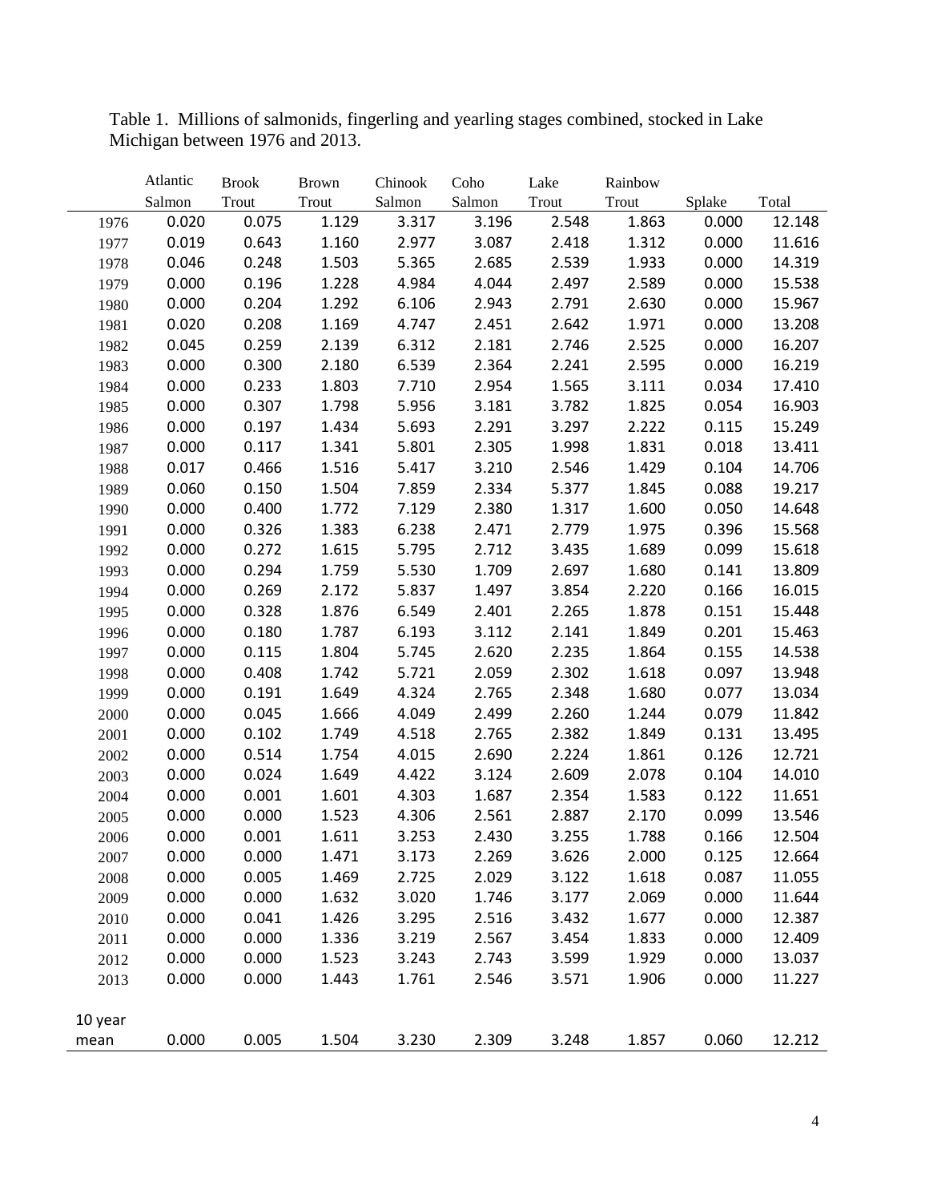Table 1. Millions of salmonids, fingerling and yearling stages combined, stocked in Lake Michigan between 1976 and 2013.

| | Atlantic Salmon | Brook Trout | Brown Trout | Chinook Salmon | Coho Salmon | Lake Trout | Rainbow Trout | Splake | Total |
|---|---|---|---|---|---|---|---|---|---|
| 1976 | 0.020 | 0.075 | 1.129 | 3.317 | 3.196 | 2.548 | 1.863 | 0.000 | 12.148 |
| 1977 | 0.019 | 0.643 | 1.160 | 2.977 | 3.087 | 2.418 | 1.312 | 0.000 | 11.616 |
| 1978 | 0.046 | 0.248 | 1.503 | 5.365 | 2.685 | 2.539 | 1.933 | 0.000 | 14.319 |
| 1979 | 0.000 | 0.196 | 1.228 | 4.984 | 4.044 | 2.497 | 2.589 | 0.000 | 15.538 |
| 1980 | 0.000 | 0.204 | 1.292 | 6.106 | 2.943 | 2.791 | 2.630 | 0.000 | 15.967 |
| 1981 | 0.020 | 0.208 | 1.169 | 4.747 | 2.451 | 2.642 | 1.971 | 0.000 | 13.208 |
| 1982 | 0.045 | 0.259 | 2.139 | 6.312 | 2.181 | 2.746 | 2.525 | 0.000 | 16.207 |
| 1983 | 0.000 | 0.300 | 2.180 | 6.539 | 2.364 | 2.241 | 2.595 | 0.000 | 16.219 |
| 1984 | 0.000 | 0.233 | 1.803 | 7.710 | 2.954 | 1.565 | 3.111 | 0.034 | 17.410 |
| 1985 | 0.000 | 0.307 | 1.798 | 5.956 | 3.181 | 3.782 | 1.825 | 0.054 | 16.903 |
| 1986 | 0.000 | 0.197 | 1.434 | 5.693 | 2.291 | 3.297 | 2.222 | 0.115 | 15.249 |
| 1987 | 0.000 | 0.117 | 1.341 | 5.801 | 2.305 | 1.998 | 1.831 | 0.018 | 13.411 |
| 1988 | 0.017 | 0.466 | 1.516 | 5.417 | 3.210 | 2.546 | 1.429 | 0.104 | 14.706 |
| 1989 | 0.060 | 0.150 | 1.504 | 7.859 | 2.334 | 5.377 | 1.845 | 0.088 | 19.217 |
| 1990 | 0.000 | 0.400 | 1.772 | 7.129 | 2.380 | 1.317 | 1.600 | 0.050 | 14.648 |
| 1991 | 0.000 | 0.326 | 1.383 | 6.238 | 2.471 | 2.779 | 1.975 | 0.396 | 15.568 |
| 1992 | 0.000 | 0.272 | 1.615 | 5.795 | 2.712 | 3.435 | 1.689 | 0.099 | 15.618 |
| 1993 | 0.000 | 0.294 | 1.759 | 5.530 | 1.709 | 2.697 | 1.680 | 0.141 | 13.809 |
| 1994 | 0.000 | 0.269 | 2.172 | 5.837 | 1.497 | 3.854 | 2.220 | 0.166 | 16.015 |
| 1995 | 0.000 | 0.328 | 1.876 | 6.549 | 2.401 | 2.265 | 1.878 | 0.151 | 15.448 |
| 1996 | 0.000 | 0.180 | 1.787 | 6.193 | 3.112 | 2.141 | 1.849 | 0.201 | 15.463 |
| 1997 | 0.000 | 0.115 | 1.804 | 5.745 | 2.620 | 2.235 | 1.864 | 0.155 | 14.538 |
| 1998 | 0.000 | 0.408 | 1.742 | 5.721 | 2.059 | 2.302 | 1.618 | 0.097 | 13.948 |
| 1999 | 0.000 | 0.191 | 1.649 | 4.324 | 2.765 | 2.348 | 1.680 | 0.077 | 13.034 |
| 2000 | 0.000 | 0.045 | 1.666 | 4.049 | 2.499 | 2.260 | 1.244 | 0.079 | 11.842 |
| 2001 | 0.000 | 0.102 | 1.749 | 4.518 | 2.765 | 2.382 | 1.849 | 0.131 | 13.495 |
| 2002 | 0.000 | 0.514 | 1.754 | 4.015 | 2.690 | 2.224 | 1.861 | 0.126 | 12.721 |
| 2003 | 0.000 | 0.024 | 1.649 | 4.422 | 3.124 | 2.609 | 2.078 | 0.104 | 14.010 |
| 2004 | 0.000 | 0.001 | 1.601 | 4.303 | 1.687 | 2.354 | 1.583 | 0.122 | 11.651 |
| 2005 | 0.000 | 0.000 | 1.523 | 4.306 | 2.561 | 2.887 | 2.170 | 0.099 | 13.546 |
| 2006 | 0.000 | 0.001 | 1.611 | 3.253 | 2.430 | 3.255 | 1.788 | 0.166 | 12.504 |
| 2007 | 0.000 | 0.000 | 1.471 | 3.173 | 2.269 | 3.626 | 2.000 | 0.125 | 12.664 |
| 2008 | 0.000 | 0.005 | 1.469 | 2.725 | 2.029 | 3.122 | 1.618 | 0.087 | 11.055 |
| 2009 | 0.000 | 0.000 | 1.632 | 3.020 | 1.746 | 3.177 | 2.069 | 0.000 | 11.644 |
| 2010 | 0.000 | 0.041 | 1.426 | 3.295 | 2.516 | 3.432 | 1.677 | 0.000 | 12.387 |
| 2011 | 0.000 | 0.000 | 1.336 | 3.219 | 2.567 | 3.454 | 1.833 | 0.000 | 12.409 |
| 2012 | 0.000 | 0.000 | 1.523 | 3.243 | 2.743 | 3.599 | 1.929 | 0.000 | 13.037 |
| 2013 | 0.000 | 0.000 | 1.443 | 1.761 | 2.546 | 3.571 | 1.906 | 0.000 | 11.227 |
| 10 year mean | 0.000 | 0.005 | 1.504 | 3.230 | 2.309 | 3.248 | 1.857 | 0.060 | 12.212 |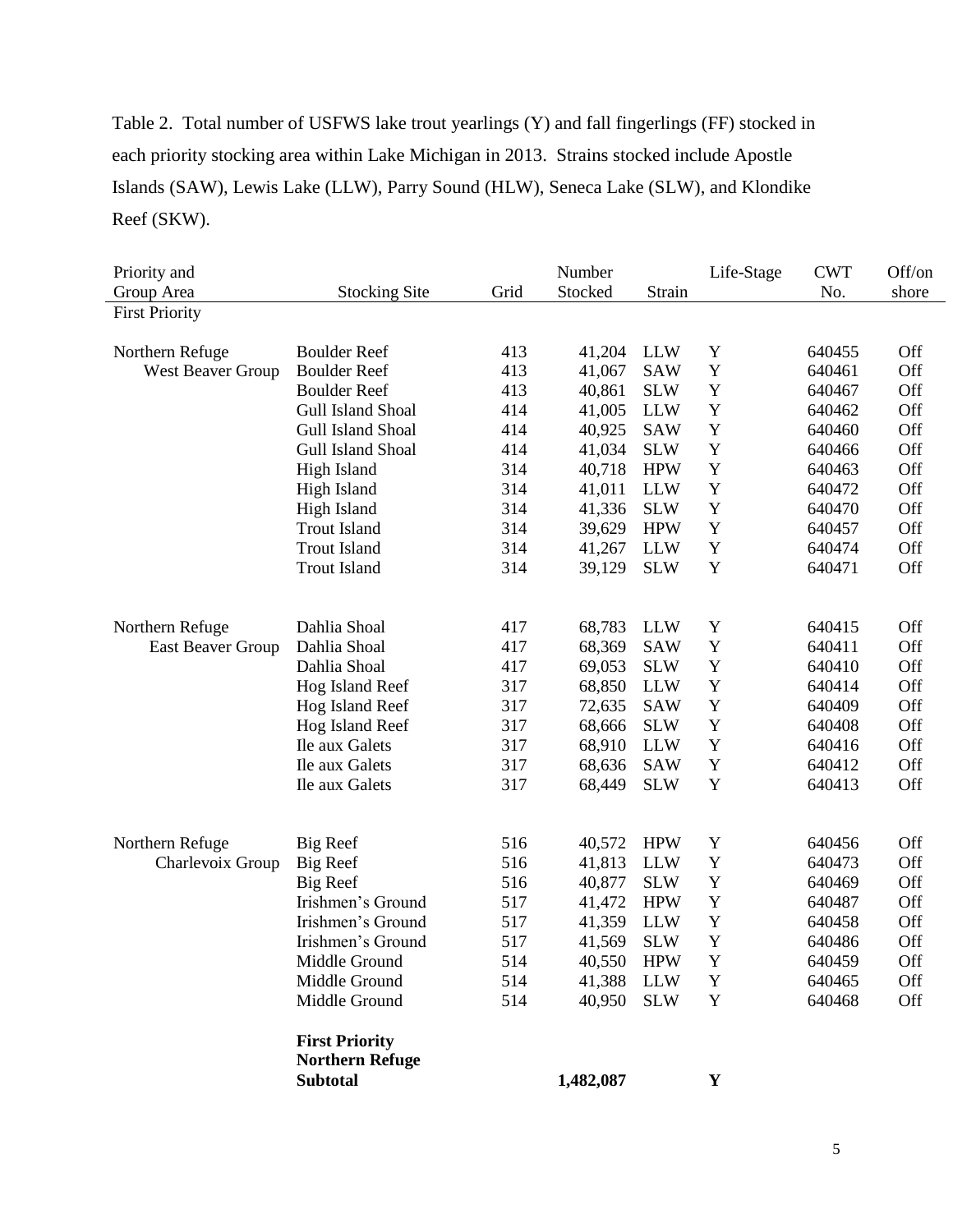Table 2. Total number of USFWS lake trout yearlings (Y) and fall fingerlings (FF) stocked in each priority stocking area within Lake Michigan in 2013. Strains stocked include Apostle Islands (SAW), Lewis Lake (LLW), Parry Sound (HLW), Seneca Lake (SLW), and Klondike Reef (SKW).

| Priority and Group Area | Stocking Site | Grid | Number Stocked | Strain | Life-Stage | CWT No. | Off/on shore |
|---|---|---|---|---|---|---|---|
| First Priority | | | | | | | |
| Northern Refuge | Boulder Reef | 413 | 41,204 | LLW | Y | 640455 | Off |
| West Beaver Group | Boulder Reef | 413 | 41,067 | SAW | Y | 640461 | Off |
| | Boulder Reef | 413 | 40,861 | SLW | Y | 640467 | Off |
| | Gull Island Shoal | 414 | 41,005 | LLW | Y | 640462 | Off |
| | Gull Island Shoal | 414 | 40,925 | SAW | Y | 640460 | Off |
| | Gull Island Shoal | 414 | 41,034 | SLW | Y | 640466 | Off |
| | High Island | 314 | 40,718 | HPW | Y | 640463 | Off |
| | High Island | 314 | 41,011 | LLW | Y | 640472 | Off |
| | High Island | 314 | 41,336 | SLW | Y | 640470 | Off |
| | Trout Island | 314 | 39,629 | HPW | Y | 640457 | Off |
| | Trout Island | 314 | 41,267 | LLW | Y | 640474 | Off |
| | Trout Island | 314 | 39,129 | SLW | Y | 640471 | Off |
| Northern Refuge | Dahlia Shoal | 417 | 68,783 | LLW | Y | 640415 | Off |
| East Beaver Group | Dahlia Shoal | 417 | 68,369 | SAW | Y | 640411 | Off |
| | Dahlia Shoal | 417 | 69,053 | SLW | Y | 640410 | Off |
| | Hog Island Reef | 317 | 68,850 | LLW | Y | 640414 | Off |
| | Hog Island Reef | 317 | 72,635 | SAW | Y | 640409 | Off |
| | Hog Island Reef | 317 | 68,666 | SLW | Y | 640408 | Off |
| | Ile aux Galets | 317 | 68,910 | LLW | Y | 640416 | Off |
| | Ile aux Galets | 317 | 68,636 | SAW | Y | 640412 | Off |
| | Ile aux Galets | 317 | 68,449 | SLW | Y | 640413 | Off |
| Northern Refuge | Big Reef | 516 | 40,572 | HPW | Y | 640456 | Off |
| Charlevoix Group | Big Reef | 516 | 41,813 | LLW | Y | 640473 | Off |
| | Big Reef | 516 | 40,877 | SLW | Y | 640469 | Off |
| | Irishmen's Ground | 517 | 41,472 | HPW | Y | 640487 | Off |
| | Irishmen's Ground | 517 | 41,359 | LLW | Y | 640458 | Off |
| | Irishmen's Ground | 517 | 41,569 | SLW | Y | 640486 | Off |
| | Middle Ground | 514 | 40,550 | HPW | Y | 640459 | Off |
| | Middle Ground | 514 | 41,388 | LLW | Y | 640465 | Off |
| | Middle Ground | 514 | 40,950 | SLW | Y | 640468 | Off |
| | **First Priority Northern Refuge Subtotal** | | **1,482,087** | | **Y** | | |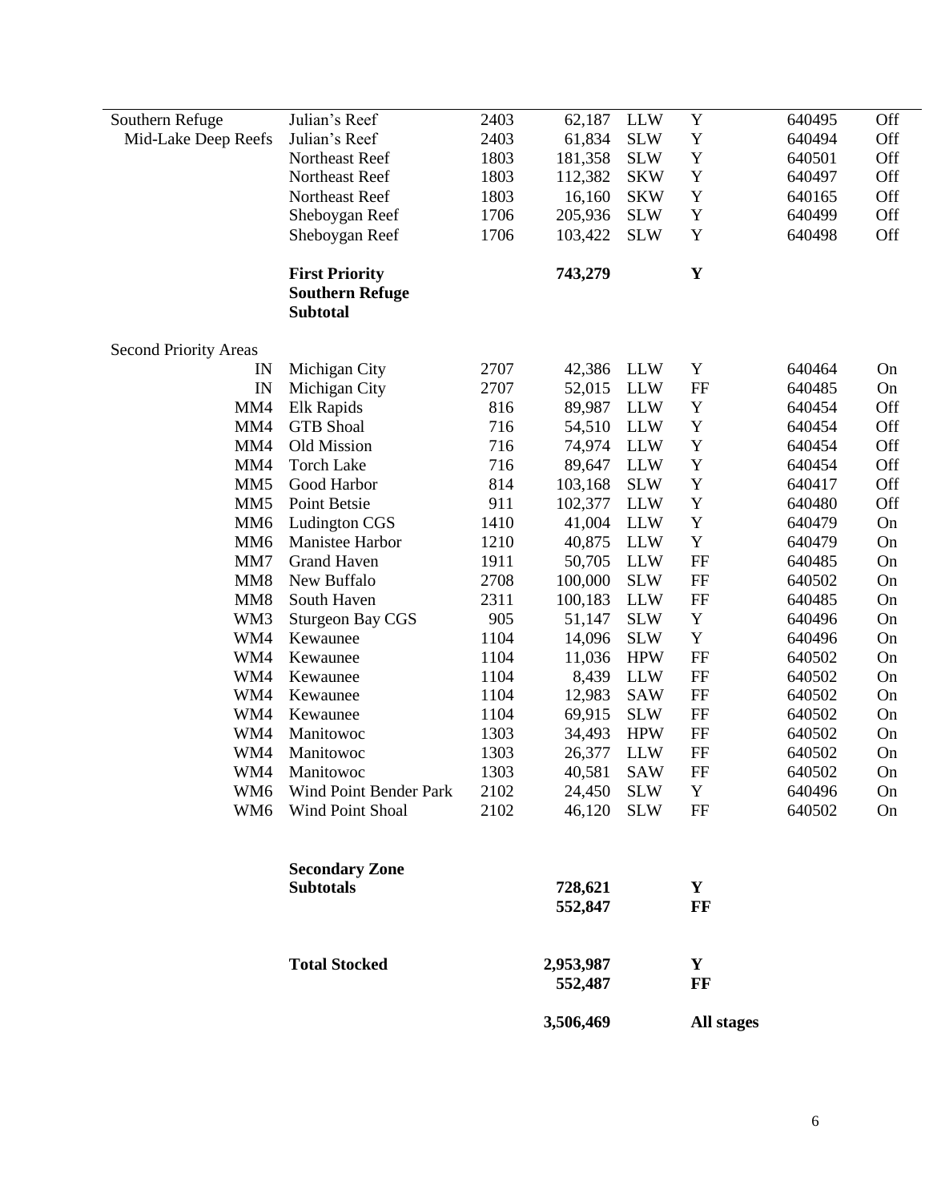| | | | | | | | |
|---|---|---|---|---|---|---|---|
| Southern Refuge | Julian's Reef | 2403 | 62,187 | LLW | Y | 640495 | Off |
| Mid-Lake Deep Reefs | Julian's Reef | 2403 | 61,834 | SLW | Y | 640494 | Off |
| | Northeast Reef | 1803 | 181,358 | SLW | Y | 640501 | Off |
| | Northeast Reef | 1803 | 112,382 | SKW | Y | 640497 | Off |
| | Northeast Reef | 1803 | 16,160 | SKW | Y | 640165 | Off |
| | Sheboygan Reef | 1706 | 205,936 | SLW | Y | 640499 | Off |
| | Sheboygan Reef | 1706 | 103,422 | SLW | Y | 640498 | Off |
| | **First Priority Southern Refuge Subtotal** | | **743,279** | | **Y** | | |
| Second Priority Areas | | | | | | | |
| IN | Michigan City | 2707 | 42,386 | LLW | Y | 640464 | On |
| IN | Michigan City | 2707 | 52,015 | LLW | FF | 640485 | On |
| MM4 | Elk Rapids | 816 | 89,987 | LLW | Y | 640454 | Off |
| MM4 | GTB Shoal | 716 | 54,510 | LLW | Y | 640454 | Off |
| MM4 | Old Mission | 716 | 74,974 | LLW | Y | 640454 | Off |
| MM4 | Torch Lake | 716 | 89,647 | LLW | Y | 640454 | Off |
| MM5 | Good Harbor | 814 | 103,168 | SLW | Y | 640417 | Off |
| MM5 | Point Betsie | 911 | 102,377 | LLW | Y | 640480 | Off |
| MM6 | Ludington CGS | 1410 | 41,004 | LLW | Y | 640479 | On |
| MM6 | Manistee Harbor | 1210 | 40,875 | LLW | Y | 640479 | On |
| MM7 | Grand Haven | 1911 | 50,705 | LLW | FF | 640485 | On |
| MM8 | New Buffalo | 2708 | 100,000 | SLW | FF | 640502 | On |
| MM8 | South Haven | 2311 | 100,183 | LLW | FF | 640485 | On |
| WM3 | Sturgeon Bay CGS | 905 | 51,147 | SLW | Y | 640496 | On |
| WM4 | Kewaunee | 1104 | 14,096 | SLW | Y | 640496 | On |
| WM4 | Kewaunee | 1104 | 11,036 | HPW | FF | 640502 | On |
| WM4 | Kewaunee | 1104 | 8,439 | LLW | FF | 640502 | On |
| WM4 | Kewaunee | 1104 | 12,983 | SAW | FF | 640502 | On |
| WM4 | Kewaunee | 1104 | 69,915 | SLW | FF | 640502 | On |
| WM4 | Manitowoc | 1303 | 34,493 | HPW | FF | 640502 | On |
| WM4 | Manitowoc | 1303 | 26,377 | LLW | FF | 640502 | On |
| WM4 | Manitowoc | 1303 | 40,581 | SAW | FF | 640502 | On |
| WM6 | Wind Point Bender Park | 2102 | 24,450 | SLW | Y | 640496 | On |
| WM6 | Wind Point Shoal | 2102 | 46,120 | SLW | FF | 640502 | On |
| | **Secondary Zone Subtotals** | | **728,621** | | **Y** | | |
| | | | **552,847** | | **FF** | | |
| | **Total Stocked** | | **2,953,987** | | **Y** | | |
| | | | **552,487** | | **FF** | | |
| | | | **3,506,469** | | **All stages** | | |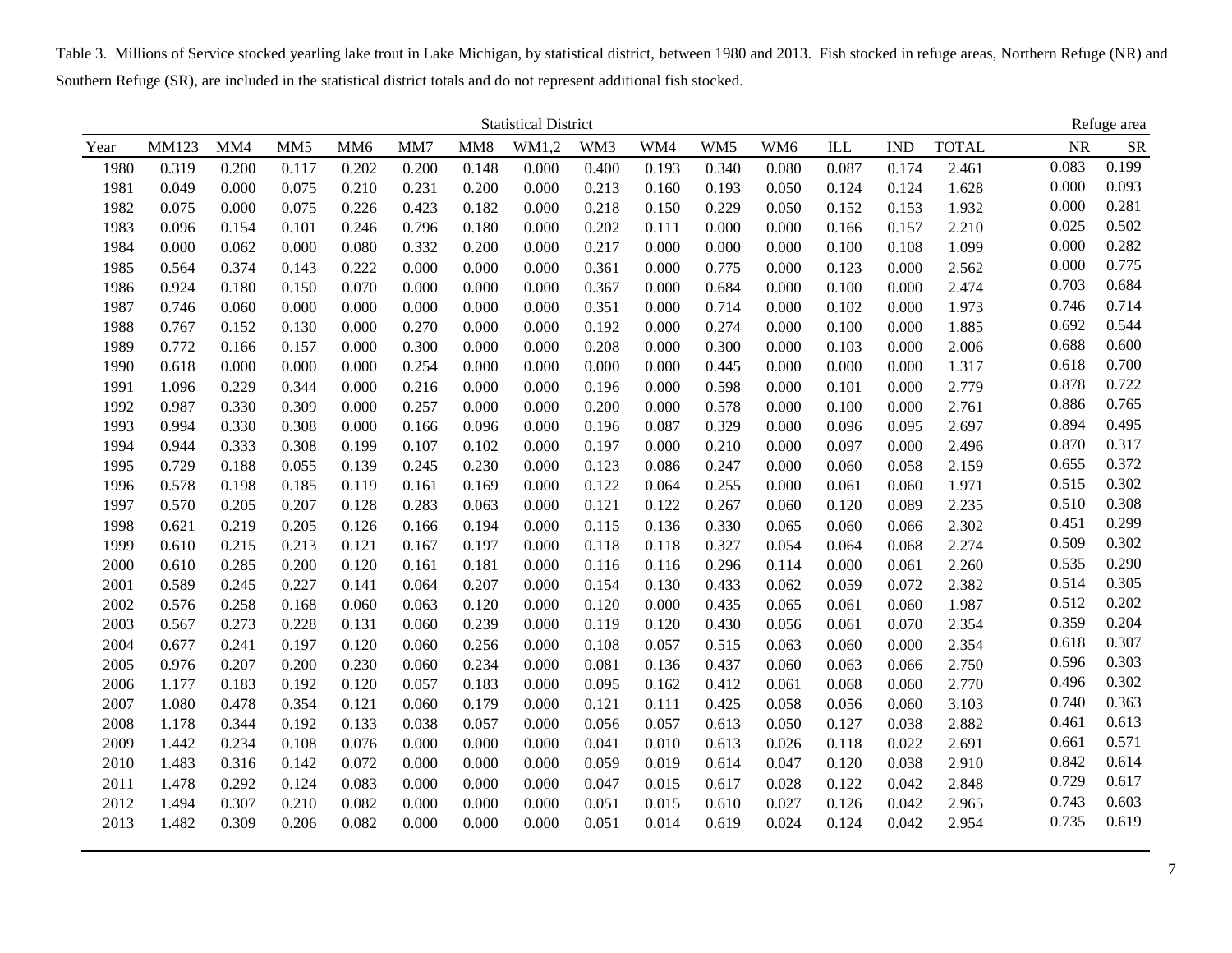Table 3. Millions of Service stocked yearling lake trout in Lake Michigan, by statistical district, between 1980 and 2013. Fish stocked in refuge areas, Northern Refuge (NR) and Southern Refuge (SR), are included in the statistical district totals and do not represent additional fish stocked.

| | Statistical District | | | | | | | | | | | | | | Refuge area | |
|---|---|---|---|---|---|---|---|---|---|---|---|---|---|---|---|---|
| Year | MM123 | MM4 | MM5 | MM6 | MM7 | MM8 | WM1,2 | WM3 | WM4 | WM5 | WM6 | ILL | IND | TOTAL | NR | SR |
| 1980 | 0.319 | 0.200 | 0.117 | 0.202 | 0.200 | 0.148 | 0.000 | 0.400 | 0.193 | 0.340 | 0.080 | 0.087 | 0.174 | 2.461 | 0.083 | 0.199 |
| 1981 | 0.049 | 0.000 | 0.075 | 0.210 | 0.231 | 0.200 | 0.000 | 0.213 | 0.160 | 0.193 | 0.050 | 0.124 | 0.124 | 1.628 | 0.000 | 0.093 |
| 1982 | 0.075 | 0.000 | 0.075 | 0.226 | 0.423 | 0.182 | 0.000 | 0.218 | 0.150 | 0.229 | 0.050 | 0.152 | 0.153 | 1.932 | 0.000 | 0.281 |
| 1983 | 0.096 | 0.154 | 0.101 | 0.246 | 0.796 | 0.180 | 0.000 | 0.202 | 0.111 | 0.000 | 0.000 | 0.166 | 0.157 | 2.210 | 0.025 | 0.502 |
| 1984 | 0.000 | 0.062 | 0.000 | 0.080 | 0.332 | 0.200 | 0.000 | 0.217 | 0.000 | 0.000 | 0.000 | 0.100 | 0.108 | 1.099 | 0.000 | 0.282 |
| 1985 | 0.564 | 0.374 | 0.143 | 0.222 | 0.000 | 0.000 | 0.000 | 0.361 | 0.000 | 0.775 | 0.000 | 0.123 | 0.000 | 2.562 | 0.000 | 0.775 |
| 1986 | 0.924 | 0.180 | 0.150 | 0.070 | 0.000 | 0.000 | 0.000 | 0.367 | 0.000 | 0.684 | 0.000 | 0.100 | 0.000 | 2.474 | 0.703 | 0.684 |
| 1987 | 0.746 | 0.060 | 0.000 | 0.000 | 0.000 | 0.000 | 0.000 | 0.351 | 0.000 | 0.714 | 0.000 | 0.102 | 0.000 | 1.973 | 0.746 | 0.714 |
| 1988 | 0.767 | 0.152 | 0.130 | 0.000 | 0.270 | 0.000 | 0.000 | 0.192 | 0.000 | 0.274 | 0.000 | 0.100 | 0.000 | 1.885 | 0.692 | 0.544 |
| 1989 | 0.772 | 0.166 | 0.157 | 0.000 | 0.300 | 0.000 | 0.000 | 0.208 | 0.000 | 0.300 | 0.000 | 0.103 | 0.000 | 2.006 | 0.688 | 0.600 |
| 1990 | 0.618 | 0.000 | 0.000 | 0.000 | 0.254 | 0.000 | 0.000 | 0.000 | 0.000 | 0.445 | 0.000 | 0.000 | 0.000 | 1.317 | 0.618 | 0.700 |
| 1991 | 1.096 | 0.229 | 0.344 | 0.000 | 0.216 | 0.000 | 0.000 | 0.196 | 0.000 | 0.598 | 0.000 | 0.101 | 0.000 | 2.779 | 0.878 | 0.722 |
| 1992 | 0.987 | 0.330 | 0.309 | 0.000 | 0.257 | 0.000 | 0.000 | 0.200 | 0.000 | 0.578 | 0.000 | 0.100 | 0.000 | 2.761 | 0.886 | 0.765 |
| 1993 | 0.994 | 0.330 | 0.308 | 0.000 | 0.166 | 0.096 | 0.000 | 0.196 | 0.087 | 0.329 | 0.000 | 0.096 | 0.095 | 2.697 | 0.894 | 0.495 |
| 1994 | 0.944 | 0.333 | 0.308 | 0.199 | 0.107 | 0.102 | 0.000 | 0.197 | 0.000 | 0.210 | 0.000 | 0.097 | 0.000 | 2.496 | 0.870 | 0.317 |
| 1995 | 0.729 | 0.188 | 0.055 | 0.139 | 0.245 | 0.230 | 0.000 | 0.123 | 0.086 | 0.247 | 0.000 | 0.060 | 0.058 | 2.159 | 0.655 | 0.372 |
| 1996 | 0.578 | 0.198 | 0.185 | 0.119 | 0.161 | 0.169 | 0.000 | 0.122 | 0.064 | 0.255 | 0.000 | 0.061 | 0.060 | 1.971 | 0.515 | 0.302 |
| 1997 | 0.570 | 0.205 | 0.207 | 0.128 | 0.283 | 0.063 | 0.000 | 0.121 | 0.122 | 0.267 | 0.060 | 0.120 | 0.089 | 2.235 | 0.510 | 0.308 |
| 1998 | 0.621 | 0.219 | 0.205 | 0.126 | 0.166 | 0.194 | 0.000 | 0.115 | 0.136 | 0.330 | 0.065 | 0.060 | 0.066 | 2.302 | 0.451 | 0.299 |
| 1999 | 0.610 | 0.215 | 0.213 | 0.121 | 0.167 | 0.197 | 0.000 | 0.118 | 0.118 | 0.327 | 0.054 | 0.064 | 0.068 | 2.274 | 0.509 | 0.302 |
| 2000 | 0.610 | 0.285 | 0.200 | 0.120 | 0.161 | 0.181 | 0.000 | 0.116 | 0.116 | 0.296 | 0.114 | 0.000 | 0.061 | 2.260 | 0.535 | 0.290 |
| 2001 | 0.589 | 0.245 | 0.227 | 0.141 | 0.064 | 0.207 | 0.000 | 0.154 | 0.130 | 0.433 | 0.062 | 0.059 | 0.072 | 2.382 | 0.514 | 0.305 |
| 2002 | 0.576 | 0.258 | 0.168 | 0.060 | 0.063 | 0.120 | 0.000 | 0.120 | 0.000 | 0.435 | 0.065 | 0.061 | 0.060 | 1.987 | 0.512 | 0.202 |
| 2003 | 0.567 | 0.273 | 0.228 | 0.131 | 0.060 | 0.239 | 0.000 | 0.119 | 0.120 | 0.430 | 0.056 | 0.061 | 0.070 | 2.354 | 0.359 | 0.204 |
| 2004 | 0.677 | 0.241 | 0.197 | 0.120 | 0.060 | 0.256 | 0.000 | 0.108 | 0.057 | 0.515 | 0.063 | 0.060 | 0.000 | 2.354 | 0.618 | 0.307 |
| 2005 | 0.976 | 0.207 | 0.200 | 0.230 | 0.060 | 0.234 | 0.000 | 0.081 | 0.136 | 0.437 | 0.060 | 0.063 | 0.066 | 2.750 | 0.596 | 0.303 |
| 2006 | 1.177 | 0.183 | 0.192 | 0.120 | 0.057 | 0.183 | 0.000 | 0.095 | 0.162 | 0.412 | 0.061 | 0.068 | 0.060 | 2.770 | 0.496 | 0.302 |
| 2007 | 1.080 | 0.478 | 0.354 | 0.121 | 0.060 | 0.179 | 0.000 | 0.121 | 0.111 | 0.425 | 0.058 | 0.056 | 0.060 | 3.103 | 0.740 | 0.363 |
| 2008 | 1.178 | 0.344 | 0.192 | 0.133 | 0.038 | 0.057 | 0.000 | 0.056 | 0.057 | 0.613 | 0.050 | 0.127 | 0.038 | 2.882 | 0.461 | 0.613 |
| 2009 | 1.442 | 0.234 | 0.108 | 0.076 | 0.000 | 0.000 | 0.000 | 0.041 | 0.010 | 0.613 | 0.026 | 0.118 | 0.022 | 2.691 | 0.661 | 0.571 |
| 2010 | 1.483 | 0.316 | 0.142 | 0.072 | 0.000 | 0.000 | 0.000 | 0.059 | 0.019 | 0.614 | 0.047 | 0.120 | 0.038 | 2.910 | 0.842 | 0.614 |
| 2011 | 1.478 | 0.292 | 0.124 | 0.083 | 0.000 | 0.000 | 0.000 | 0.047 | 0.015 | 0.617 | 0.028 | 0.122 | 0.042 | 2.848 | 0.729 | 0.617 |
| 2012 | 1.494 | 0.307 | 0.210 | 0.082 | 0.000 | 0.000 | 0.000 | 0.051 | 0.015 | 0.610 | 0.027 | 0.126 | 0.042 | 2.965 | 0.743 | 0.603 |
| 2013 | 1.482 | 0.309 | 0.206 | 0.082 | 0.000 | 0.000 | 0.000 | 0.051 | 0.014 | 0.619 | 0.024 | 0.124 | 0.042 | 2.954 | 0.735 | 0.619 |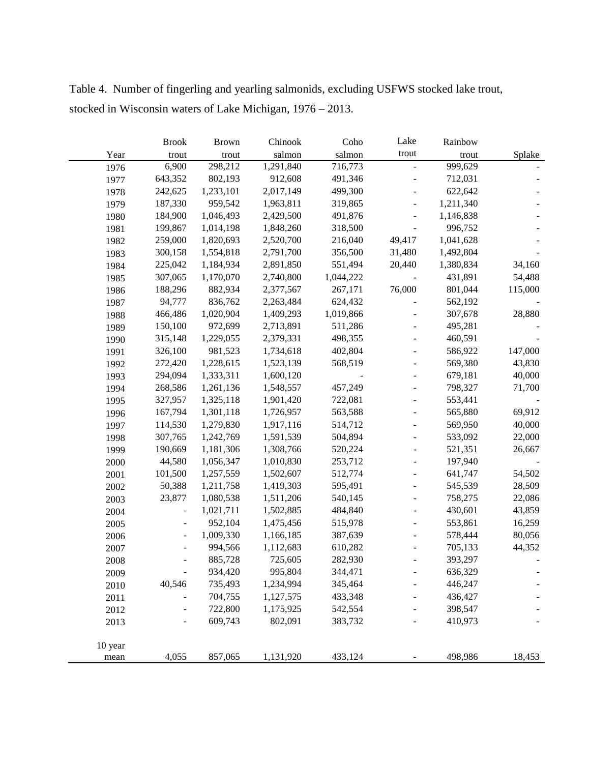Table 4. Number of fingerling and yearling salmonids, excluding USFWS stocked lake trout, stocked in Wisconsin waters of Lake Michigan, 1976 – 2013.

| Year | Brook trout | Brown trout | Chinook salmon | Coho salmon | Lake trout | Rainbow trout | Splake |
|---|---|---|---|---|---|---|---|
| 1976 | 6,900 | 298,212 | 1,291,840 | 716,773 | - | 999,629 | - |
| 1977 | 643,352 | 802,193 | 912,608 | 491,346 | - | 712,031 | - |
| 1978 | 242,625 | 1,233,101 | 2,017,149 | 499,300 | - | 622,642 | - |
| 1979 | 187,330 | 959,542 | 1,963,811 | 319,865 | - | 1,211,340 | - |
| 1980 | 184,900 | 1,046,493 | 2,429,500 | 491,876 | - | 1,146,838 | - |
| 1981 | 199,867 | 1,014,198 | 1,848,260 | 318,500 | - | 996,752 | - |
| 1982 | 259,000 | 1,820,693 | 2,520,700 | 216,040 | 49,417 | 1,041,628 | - |
| 1983 | 300,158 | 1,554,818 | 2,791,700 | 356,500 | 31,480 | 1,492,804 | - |
| 1984 | 225,042 | 1,184,934 | 2,891,850 | 551,494 | 20,440 | 1,380,834 | 34,160 |
| 1985 | 307,065 | 1,170,070 | 2,740,800 | 1,044,222 | - | 431,891 | 54,488 |
| 1986 | 188,296 | 882,934 | 2,377,567 | 267,171 | 76,000 | 801,044 | 115,000 |
| 1987 | 94,777 | 836,762 | 2,263,484 | 624,432 | - | 562,192 | - |
| 1988 | 466,486 | 1,020,904 | 1,409,293 | 1,019,866 | - | 307,678 | 28,880 |
| 1989 | 150,100 | 972,699 | 2,713,891 | 511,286 | - | 495,281 | - |
| 1990 | 315,148 | 1,229,055 | 2,379,331 | 498,355 | - | 460,591 | - |
| 1991 | 326,100 | 981,523 | 1,734,618 | 402,804 | - | 586,922 | 147,000 |
| 1992 | 272,420 | 1,228,615 | 1,523,139 | 568,519 | - | 569,380 | 43,830 |
| 1993 | 294,094 | 1,333,311 | 1,600,120 | - | - | 679,181 | 40,000 |
| 1994 | 268,586 | 1,261,136 | 1,548,557 | 457,249 | - | 798,327 | 71,700 |
| 1995 | 327,957 | 1,325,118 | 1,901,420 | 722,081 | - | 553,441 | - |
| 1996 | 167,794 | 1,301,118 | 1,726,957 | 563,588 | - | 565,880 | 69,912 |
| 1997 | 114,530 | 1,279,830 | 1,917,116 | 514,712 | - | 569,950 | 40,000 |
| 1998 | 307,765 | 1,242,769 | 1,591,539 | 504,894 | - | 533,092 | 22,000 |
| 1999 | 190,669 | 1,181,306 | 1,308,766 | 520,224 | - | 521,351 | 26,667 |
| 2000 | 44,580 | 1,056,347 | 1,010,830 | 253,712 | - | 197,940 | - |
| 2001 | 101,500 | 1,257,559 | 1,502,607 | 512,774 | - | 641,747 | 54,502 |
| 2002 | 50,388 | 1,211,758 | 1,419,303 | 595,491 | - | 545,539 | 28,509 |
| 2003 | 23,877 | 1,080,538 | 1,511,206 | 540,145 | - | 758,275 | 22,086 |
| 2004 | - | 1,021,711 | 1,502,885 | 484,840 | - | 430,601 | 43,859 |
| 2005 | - | 952,104 | 1,475,456 | 515,978 | - | 553,861 | 16,259 |
| 2006 | - | 1,009,330 | 1,166,185 | 387,639 | - | 578,444 | 80,056 |
| 2007 | - | 994,566 | 1,112,683 | 610,282 | - | 705,133 | 44,352 |
| 2008 | - | 885,728 | 725,605 | 282,930 | - | 393,297 | - |
| 2009 | - | 934,420 | 995,804 | 344,471 | - | 636,329 | - |
| 2010 | 40,546 | 735,493 | 1,234,994 | 345,464 | - | 446,247 | - |
| 2011 | - | 704,755 | 1,127,575 | 433,348 | - | 436,427 | - |
| 2012 | - | 722,800 | 1,175,925 | 542,554 | - | 398,547 | - |
| 2013 | - | 609,743 | 802,091 | 383,732 | - | 410,973 | - |
| 10 year mean | 4,055 | 857,065 | 1,131,920 | 433,124 | - | 498,986 | 18,453 |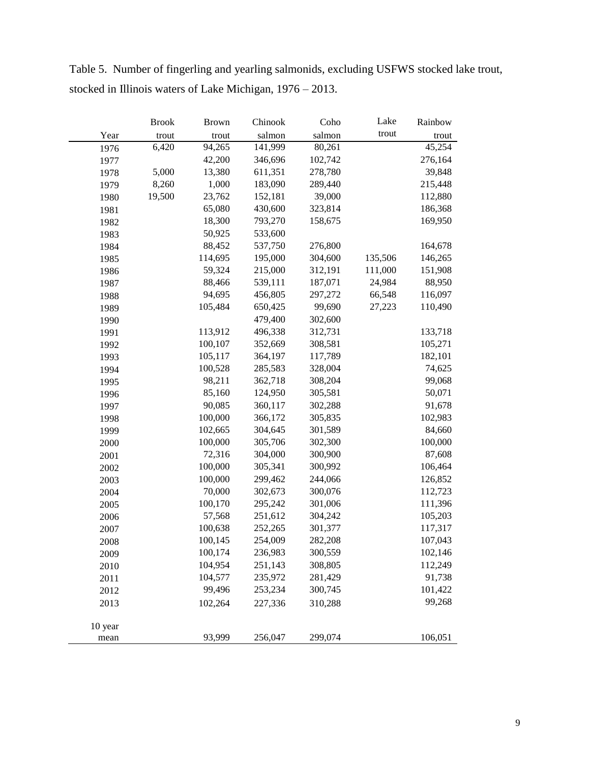Table 5. Number of fingerling and yearling salmonids, excluding USFWS stocked lake trout, stocked in Illinois waters of Lake Michigan, 1976 – 2013.

| Year | Brook trout | Brown trout | Chinook salmon | Coho salmon | Lake trout | Rainbow trout |
|---|---|---|---|---|---|---|
| 1976 | 6,420 | 94,265 | 141,999 | 80,261 | | 45,254 |
| 1977 | | 42,200 | 346,696 | 102,742 | | 276,164 |
| 1978 | 5,000 | 13,380 | 611,351 | 278,780 | | 39,848 |
| 1979 | 8,260 | 1,000 | 183,090 | 289,440 | | 215,448 |
| 1980 | 19,500 | 23,762 | 152,181 | 39,000 | | 112,880 |
| 1981 | | 65,080 | 430,600 | 323,814 | | 186,368 |
| 1982 | | 18,300 | 793,270 | 158,675 | | 169,950 |
| 1983 | | 50,925 | 533,600 | | | |
| 1984 | | 88,452 | 537,750 | 276,800 | | 164,678 |
| 1985 | | 114,695 | 195,000 | 304,600 | 135,506 | 146,265 |
| 1986 | | 59,324 | 215,000 | 312,191 | 111,000 | 151,908 |
| 1987 | | 88,466 | 539,111 | 187,071 | 24,984 | 88,950 |
| 1988 | | 94,695 | 456,805 | 297,272 | 66,548 | 116,097 |
| 1989 | | 105,484 | 650,425 | 99,690 | 27,223 | 110,490 |
| 1990 | | | 479,400 | 302,600 | | |
| 1991 | | 113,912 | 496,338 | 312,731 | | 133,718 |
| 1992 | | 100,107 | 352,669 | 308,581 | | 105,271 |
| 1993 | | 105,117 | 364,197 | 117,789 | | 182,101 |
| 1994 | | 100,528 | 285,583 | 328,004 | | 74,625 |
| 1995 | | 98,211 | 362,718 | 308,204 | | 99,068 |
| 1996 | | 85,160 | 124,950 | 305,581 | | 50,071 |
| 1997 | | 90,085 | 360,117 | 302,288 | | 91,678 |
| 1998 | | 100,000 | 366,172 | 305,835 | | 102,983 |
| 1999 | | 102,665 | 304,645 | 301,589 | | 84,660 |
| 2000 | | 100,000 | 305,706 | 302,300 | | 100,000 |
| 2001 | | 72,316 | 304,000 | 300,900 | | 87,608 |
| 2002 | | 100,000 | 305,341 | 300,992 | | 106,464 |
| 2003 | | 100,000 | 299,462 | 244,066 | | 126,852 |
| 2004 | | 70,000 | 302,673 | 300,076 | | 112,723 |
| 2005 | | 100,170 | 295,242 | 301,006 | | 111,396 |
| 2006 | | 57,568 | 251,612 | 304,242 | | 105,203 |
| 2007 | | 100,638 | 252,265 | 301,377 | | 117,317 |
| 2008 | | 100,145 | 254,009 | 282,208 | | 107,043 |
| 2009 | | 100,174 | 236,983 | 300,559 | | 102,146 |
| 2010 | | 104,954 | 251,143 | 308,805 | | 112,249 |
| 2011 | | 104,577 | 235,972 | 281,429 | | 91,738 |
| 2012 | | 99,496 | 253,234 | 300,745 | | 101,422 |
| 2013 | | 102,264 | 227,336 | 310,288 | | 99,268 |
| 10 year mean | | 93,999 | 256,047 | 299,074 | | 106,051 |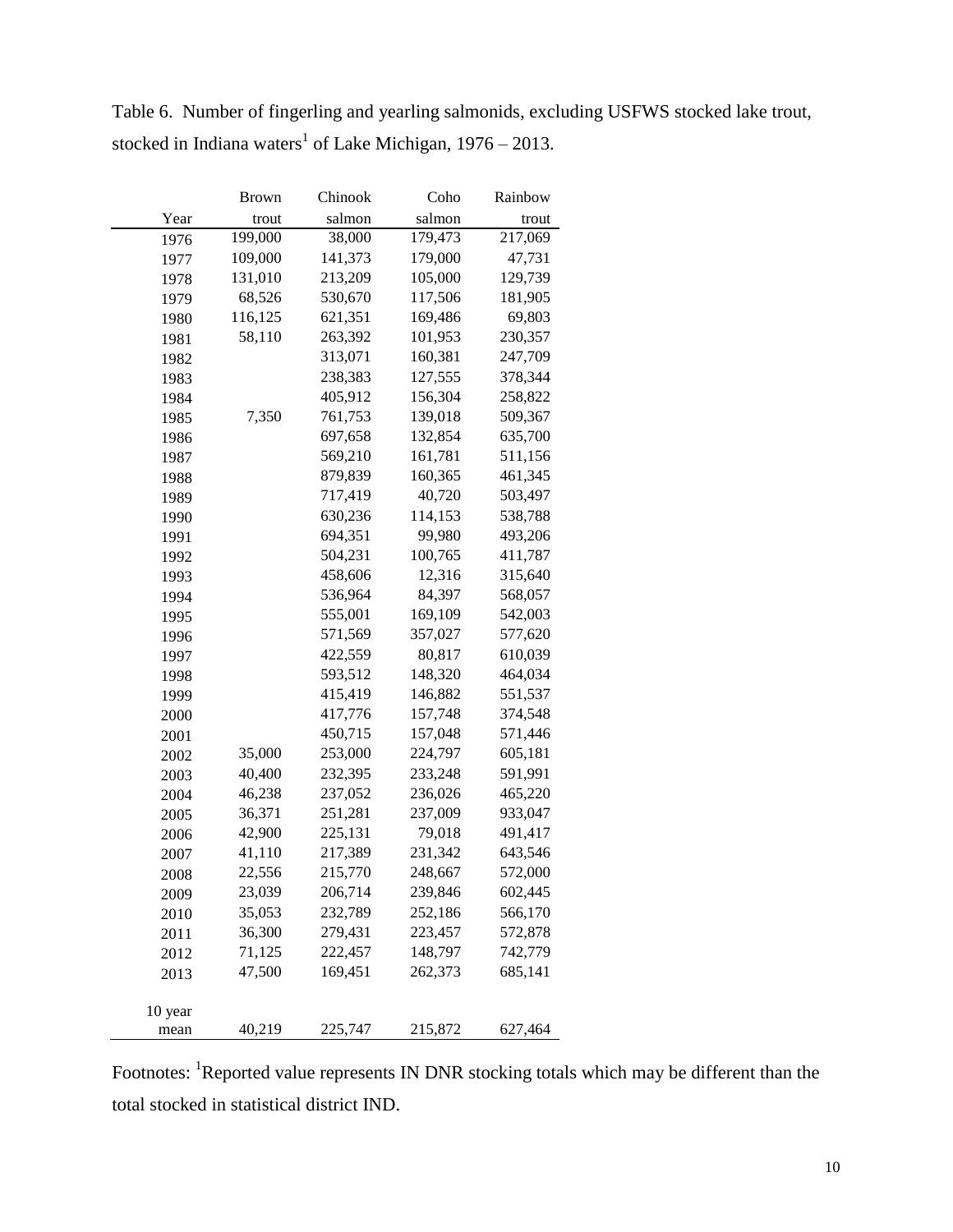Table 6. Number of fingerling and yearling salmonids, excluding USFWS stocked lake trout, stocked in Indiana waters[1] of Lake Michigan, 1976 – 2013.

| Year | Brown trout | Chinook salmon | Coho salmon | Rainbow trout |
|---|---|---|---|---|
| 1976 | 199,000 | 38,000 | 179,473 | 217,069 |
| 1977 | 109,000 | 141,373 | 179,000 | 47,731 |
| 1978 | 131,010 | 213,209 | 105,000 | 129,739 |
| 1979 | 68,526 | 530,670 | 117,506 | 181,905 |
| 1980 | 116,125 | 621,351 | 169,486 | 69,803 |
| 1981 | 58,110 | 263,392 | 101,953 | 230,357 |
| 1982 | | 313,071 | 160,381 | 247,709 |
| 1983 | | 238,383 | 127,555 | 378,344 |
| 1984 | | 405,912 | 156,304 | 258,822 |
| 1985 | 7,350 | 761,753 | 139,018 | 509,367 |
| 1986 | | 697,658 | 132,854 | 635,700 |
| 1987 | | 569,210 | 161,781 | 511,156 |
| 1988 | | 879,839 | 160,365 | 461,345 |
| 1989 | | 717,419 | 40,720 | 503,497 |
| 1990 | | 630,236 | 114,153 | 538,788 |
| 1991 | | 694,351 | 99,980 | 493,206 |
| 1992 | | 504,231 | 100,765 | 411,787 |
| 1993 | | 458,606 | 12,316 | 315,640 |
| 1994 | | 536,964 | 84,397 | 568,057 |
| 1995 | | 555,001 | 169,109 | 542,003 |
| 1996 | | 571,569 | 357,027 | 577,620 |
| 1997 | | 422,559 | 80,817 | 610,039 |
| 1998 | | 593,512 | 148,320 | 464,034 |
| 1999 | | 415,419 | 146,882 | 551,537 |
| 2000 | | 417,776 | 157,748 | 374,548 |
| 2001 | | 450,715 | 157,048 | 571,446 |
| 2002 | 35,000 | 253,000 | 224,797 | 605,181 |
| 2003 | 40,400 | 232,395 | 233,248 | 591,991 |
| 2004 | 46,238 | 237,052 | 236,026 | 465,220 |
| 2005 | 36,371 | 251,281 | 237,009 | 933,047 |
| 2006 | 42,900 | 225,131 | 79,018 | 491,417 |
| 2007 | 41,110 | 217,389 | 231,342 | 643,546 |
| 2008 | 22,556 | 215,770 | 248,667 | 572,000 |
| 2009 | 23,039 | 206,714 | 239,846 | 602,445 |
| 2010 | 35,053 | 232,789 | 252,186 | 566,170 |
| 2011 | 36,300 | 279,431 | 223,457 | 572,878 |
| 2012 | 71,125 | 222,457 | 148,797 | 742,779 |
| 2013 | 47,500 | 169,451 | 262,373 | 685,141 |
| 10 year mean | 40,219 | 225,747 | 215,872 | 627,464 |

Footnotes: [1]Reported value represents IN DNR stocking totals which may be different than the total stocked in statistical district IND.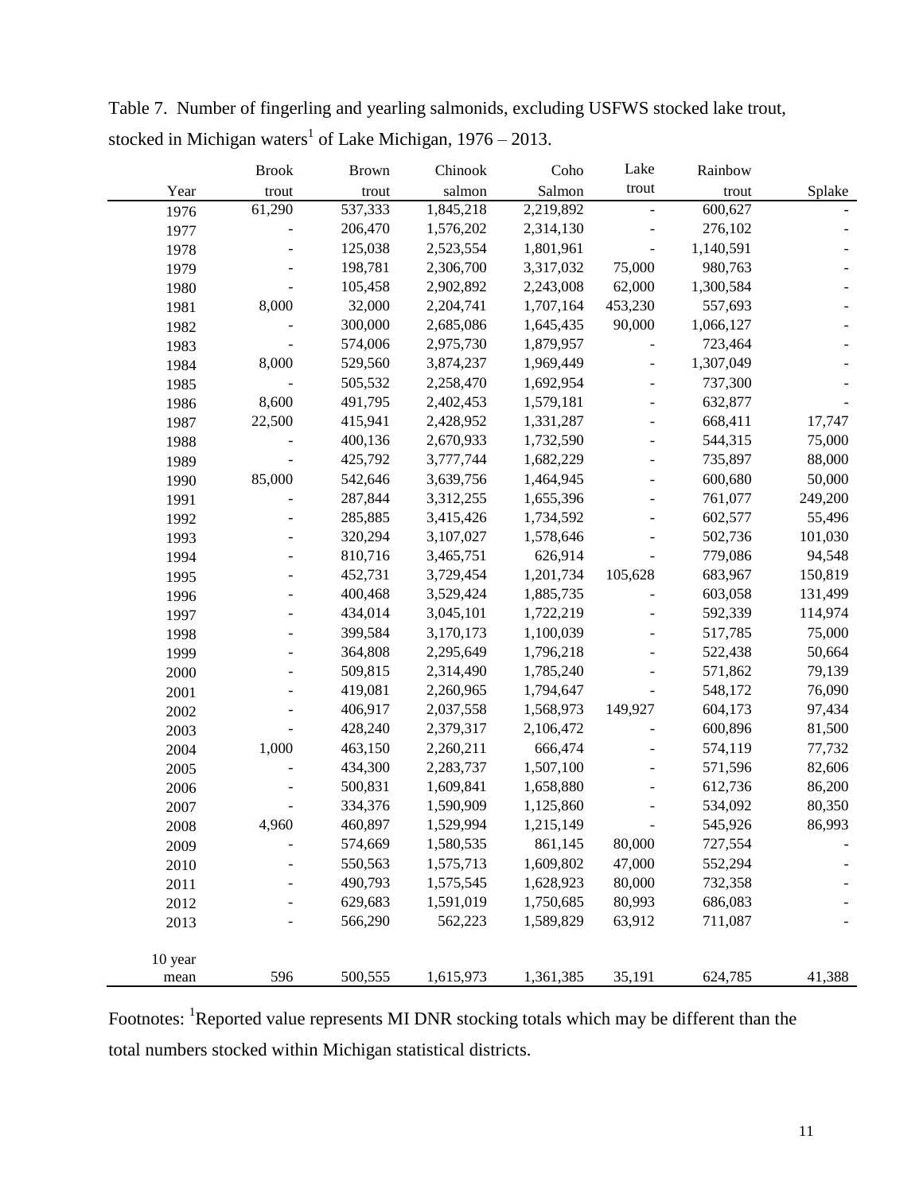Table 7. Number of fingerling and yearling salmonids, excluding USFWS stocked lake trout, stocked in Michigan waters[1] of Lake Michigan, 1976 – 2013.

| Year | Brook trout | Brown trout | Chinook salmon | Coho Salmon | Lake trout | Rainbow trout | Splake |
|---|---|---|---|---|---|---|---|
| 1976 | 61,290 | 537,333 | 1,845,218 | 2,219,892 | - | 600,627 | - |
| 1977 | - | 206,470 | 1,576,202 | 2,314,130 | - | 276,102 | - |
| 1978 | - | 125,038 | 2,523,554 | 1,801,961 | - | 1,140,591 | - |
| 1979 | - | 198,781 | 2,306,700 | 3,317,032 | 75,000 | 980,763 | - |
| 1980 | - | 105,458 | 2,902,892 | 2,243,008 | 62,000 | 1,300,584 | - |
| 1981 | 8,000 | 32,000 | 2,204,741 | 1,707,164 | 453,230 | 557,693 | - |
| 1982 | - | 300,000 | 2,685,086 | 1,645,435 | 90,000 | 1,066,127 | - |
| 1983 | - | 574,006 | 2,975,730 | 1,879,957 | - | 723,464 | - |
| 1984 | 8,000 | 529,560 | 3,874,237 | 1,969,449 | - | 1,307,049 | - |
| 1985 | - | 505,532 | 2,258,470 | 1,692,954 | - | 737,300 | - |
| 1986 | 8,600 | 491,795 | 2,402,453 | 1,579,181 | - | 632,877 | - |
| 1987 | 22,500 | 415,941 | 2,428,952 | 1,331,287 | - | 668,411 | 17,747 |
| 1988 | - | 400,136 | 2,670,933 | 1,732,590 | - | 544,315 | 75,000 |
| 1989 | - | 425,792 | 3,777,744 | 1,682,229 | - | 735,897 | 88,000 |
| 1990 | 85,000 | 542,646 | 3,639,756 | 1,464,945 | - | 600,680 | 50,000 |
| 1991 | - | 287,844 | 3,312,255 | 1,655,396 | - | 761,077 | 249,200 |
| 1992 | - | 285,885 | 3,415,426 | 1,734,592 | - | 602,577 | 55,496 |
| 1993 | - | 320,294 | 3,107,027 | 1,578,646 | - | 502,736 | 101,030 |
| 1994 | - | 810,716 | 3,465,751 | 626,914 | - | 779,086 | 94,548 |
| 1995 | - | 452,731 | 3,729,454 | 1,201,734 | 105,628 | 683,967 | 150,819 |
| 1996 | - | 400,468 | 3,529,424 | 1,885,735 | - | 603,058 | 131,499 |
| 1997 | - | 434,014 | 3,045,101 | 1,722,219 | - | 592,339 | 114,974 |
| 1998 | - | 399,584 | 3,170,173 | 1,100,039 | - | 517,785 | 75,000 |
| 1999 | - | 364,808 | 2,295,649 | 1,796,218 | - | 522,438 | 50,664 |
| 2000 | - | 509,815 | 2,314,490 | 1,785,240 | - | 571,862 | 79,139 |
| 2001 | - | 419,081 | 2,260,965 | 1,794,647 | - | 548,172 | 76,090 |
| 2002 | - | 406,917 | 2,037,558 | 1,568,973 | 149,927 | 604,173 | 97,434 |
| 2003 | - | 428,240 | 2,379,317 | 2,106,472 | - | 600,896 | 81,500 |
| 2004 | 1,000 | 463,150 | 2,260,211 | 666,474 | - | 574,119 | 77,732 |
| 2005 | - | 434,300 | 2,283,737 | 1,507,100 | - | 571,596 | 82,606 |
| 2006 | - | 500,831 | 1,609,841 | 1,658,880 | - | 612,736 | 86,200 |
| 2007 | - | 334,376 | 1,590,909 | 1,125,860 | - | 534,092 | 80,350 |
| 2008 | 4,960 | 460,897 | 1,529,994 | 1,215,149 | - | 545,926 | 86,993 |
| 2009 | - | 574,669 | 1,580,535 | 861,145 | 80,000 | 727,554 | - |
| 2010 | - | 550,563 | 1,575,713 | 1,609,802 | 47,000 | 552,294 | - |
| 2011 | - | 490,793 | 1,575,545 | 1,628,923 | 80,000 | 732,358 | - |
| 2012 | - | 629,683 | 1,591,019 | 1,750,685 | 80,993 | 686,083 | - |
| 2013 | - | 566,290 | 562,223 | 1,589,829 | 63,912 | 711,087 | - |
| 10 year mean | 596 | 500,555 | 1,615,973 | 1,361,385 | 35,191 | 624,785 | 41,388 |

Footnotes: [1]Reported value represents MI DNR stocking totals which may be different than the total numbers stocked within Michigan statistical districts.